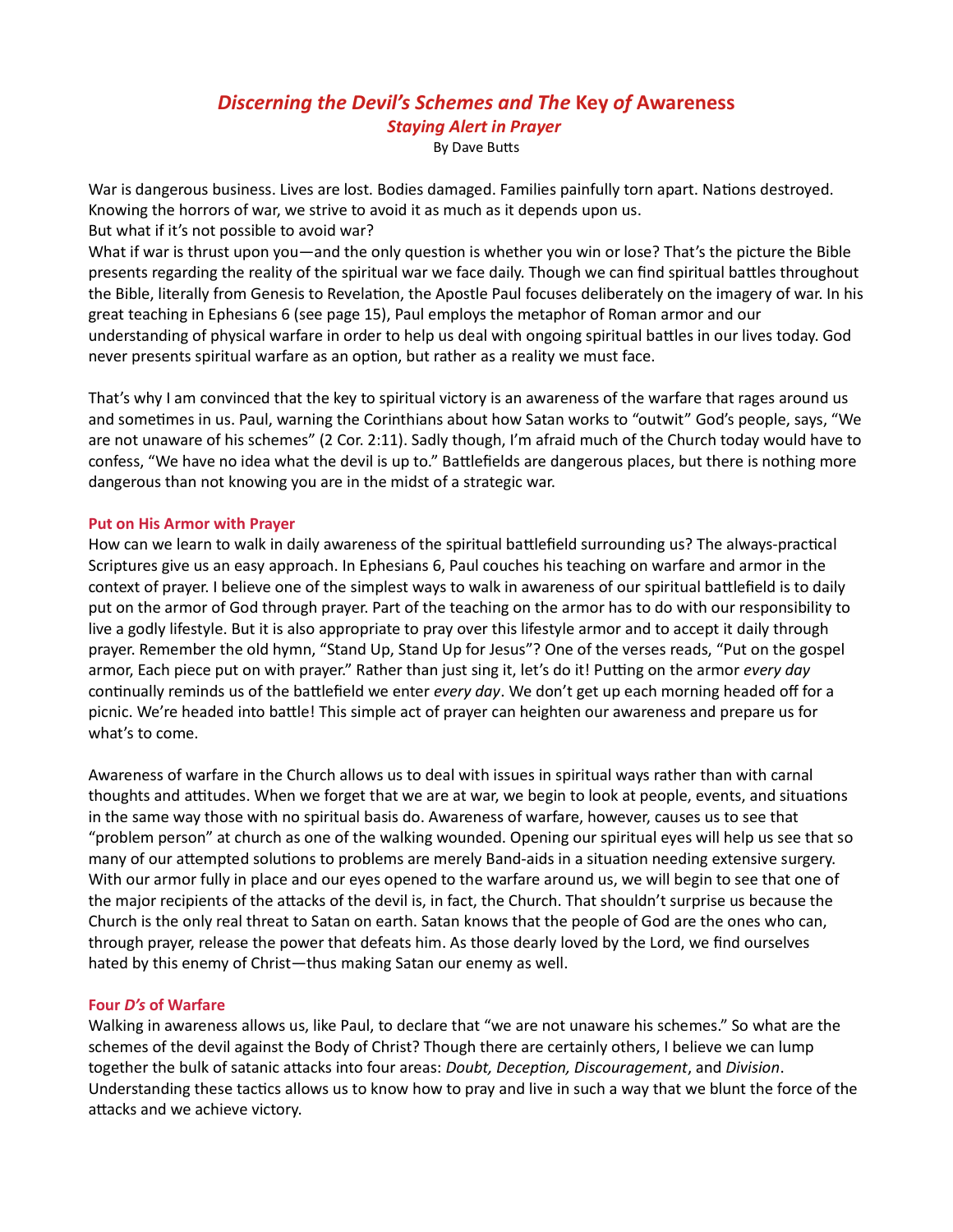# *Discerning the Devil's Schemes and The* Key *of* Awareness

### *Staying Alert in Prayer*

By Dave Butts

War is dangerous business. Lives are lost. Bodies damaged. Families painfully torn apart. Nations destroyed. Knowing the horrors of war, we strive to avoid it as much as it depends upon us.

But what if it's not possible to avoid war?

What if war is thrust upon you—and the only question is whether you win or lose? That's the picture the Bible presents regarding the reality of the spiritual war we face daily. Though we can find spiritual battles throughout the Bible, literally from Genesis to Revelation, the Apostle Paul focuses deliberately on the imagery of war. In his great teaching in Ephesians 6 (see page 15), Paul employs the metaphor of Roman armor and our understanding of physical warfare in order to help us deal with ongoing spiritual battles in our lives today. God never presents spiritual warfare as an option, but rather as a reality we must face.

That's why I am convinced that the key to spiritual victory is an awareness of the warfare that rages around us and sometimes in us. Paul, warning the Corinthians about how Satan works to "outwit" God's people, says, "We are not unaware of his schemes" (2 Cor. 2:11). Sadly though, I'm afraid much of the Church today would have to confess, "We have no idea what the devil is up to." Battlefields are dangerous places, but there is nothing more dangerous than not knowing you are in the midst of a strategic war.

### Put on His Armor with Prayer

How can we learn to walk in daily awareness of the spiritual battlefield surrounding us? The always-practical Scriptures give us an easy approach. In Ephesians 6, Paul couches his teaching on warfare and armor in the context of prayer. I believe one of the simplest ways to walk in awareness of our spiritual battlefield is to daily put on the armor of God through prayer. Part of the teaching on the armor has to do with our responsibility to live a godly lifestyle. But it is also appropriate to pray over this lifestyle armor and to accept it daily through prayer. Remember the old hymn, "Stand Up, Stand Up for Jesus"? One of the verses reads, "Put on the gospel armor, Each piece put on with prayer." Rather than just sing it, let's do it! Putting on the armor *every day* continually reminds us of the battlefield we enter *every day*. We don't get up each morning headed off for a picnic. We're headed into battle! This simple act of prayer can heighten our awareness and prepare us for what's to come.

Awareness of warfare in the Church allows us to deal with issues in spiritual ways rather than with carnal thoughts and attitudes. When we forget that we are at war, we begin to look at people, events, and situations in the same way those with no spiritual basis do. Awareness of warfare, however, causes us to see that "problem person" at church as one of the walking wounded. Opening our spiritual eyes will help us see that so many of our attempted solutions to problems are merely Band-aids in a situation needing extensive surgery. With our armor fully in place and our eyes opened to the warfare around us, we will begin to see that one of the major recipients of the attacks of the devil is, in fact, the Church. That shouldn't surprise us because the Church is the only real threat to Satan on earth. Satan knows that the people of God are the ones who can, through prayer, release the power that defeats him. As those dearly loved by the Lord, we find ourselves hated by this enemy of Christ—thus making Satan our enemy as well.

### Four *D's* of Warfare

Walking in awareness allows us, like Paul, to declare that "we are not unaware his schemes." So what are the schemes of the devil against the Body of Christ? Though there are certainly others, I believe we can lump together the bulk of satanic attacks into four areas: *Doubt, Deception, Discouragement*, and *Division*. Understanding these tactics allows us to know how to pray and live in such a way that we blunt the force of the attacks and we achieve victory.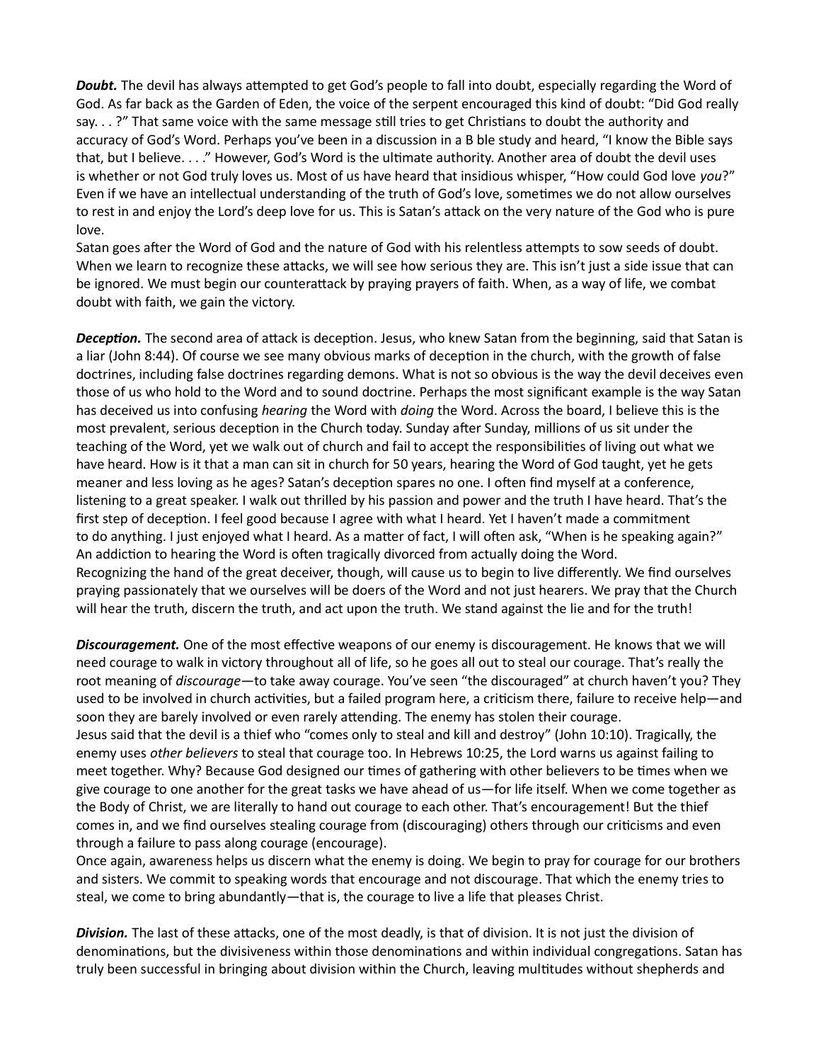***Doubt.*** The devil has always attempted to get God's people to fall into doubt, especially regarding the Word of God. As far back as the Garden of Eden, the voice of the serpent encouraged this kind of doubt: "Did God really say. . . ?" That same voice with the same message still tries to get Christians to doubt the authority and accuracy of God's Word. Perhaps you've been in a discussion in a B ble study and heard, "I know the Bible says that, but I believe. . . ." However, God's Word is the ultimate authority. Another area of doubt the devil uses is whether or not God truly loves us. Most of us have heard that insidious whisper, "How could God love *you*?" Even if we have an intellectual understanding of the truth of God's love, sometimes we do not allow ourselves to rest in and enjoy the Lord's deep love for us. This is Satan's attack on the very nature of the God who is pure love.

Satan goes after the Word of God and the nature of God with his relentless attempts to sow seeds of doubt. When we learn to recognize these attacks, we will see how serious they are. This isn't just a side issue that can be ignored. We must begin our counterattack by praying prayers of faith. When, as a way of life, we combat doubt with faith, we gain the victory.

***Deception.*** The second area of attack is deception. Jesus, who knew Satan from the beginning, said that Satan is a liar (John 8:44). Of course we see many obvious marks of deception in the church, with the growth of false doctrines, including false doctrines regarding demons. What is not so obvious is the way the devil deceives even those of us who hold to the Word and to sound doctrine. Perhaps the most significant example is the way Satan has deceived us into confusing *hearing* the Word with *doing* the Word. Across the board, I believe this is the most prevalent, serious deception in the Church today. Sunday after Sunday, millions of us sit under the teaching of the Word, yet we walk out of church and fail to accept the responsibilities of living out what we have heard. How is it that a man can sit in church for 50 years, hearing the Word of God taught, yet he gets meaner and less loving as he ages? Satan's deception spares no one. I often find myself at a conference, listening to a great speaker. I walk out thrilled by his passion and power and the truth I have heard. That's the first step of deception. I feel good because I agree with what I heard. Yet I haven't made a commitment to do anything. I just enjoyed what I heard. As a matter of fact, I will often ask, "When is he speaking again?" An addiction to hearing the Word is often tragically divorced from actually doing the Word.

Recognizing the hand of the great deceiver, though, will cause us to begin to live differently. We find ourselves praying passionately that we ourselves will be doers of the Word and not just hearers. We pray that the Church will hear the truth, discern the truth, and act upon the truth. We stand against the lie and for the truth!

***Discouragement.*** One of the most effective weapons of our enemy is discouragement. He knows that we will need courage to walk in victory throughout all of life, so he goes all out to steal our courage. That's really the root meaning of *discourage*—to take away courage. You've seen "the discouraged" at church haven't you? They used to be involved in church activities, but a failed program here, a criticism there, failure to receive help—and soon they are barely involved or even rarely attending. The enemy has stolen their courage.

Jesus said that the devil is a thief who "comes only to steal and kill and destroy" (John 10:10). Tragically, the enemy uses *other believers* to steal that courage too. In Hebrews 10:25, the Lord warns us against failing to meet together. Why? Because God designed our times of gathering with other believers to be times when we give courage to one another for the great tasks we have ahead of us—for life itself. When we come together as the Body of Christ, we are literally to hand out courage to each other. That's encouragement! But the thief comes in, and we find ourselves stealing courage from (discouraging) others through our criticisms and even through a failure to pass along courage (encourage).

Once again, awareness helps us discern what the enemy is doing. We begin to pray for courage for our brothers and sisters. We commit to speaking words that encourage and not discourage. That which the enemy tries to steal, we come to bring abundantly—that is, the courage to live a life that pleases Christ.

***Division.*** The last of these attacks, one of the most deadly, is that of division. It is not just the division of denominations, but the divisiveness within those denominations and within individual congregations. Satan has truly been successful in bringing about division within the Church, leaving multitudes without shepherds and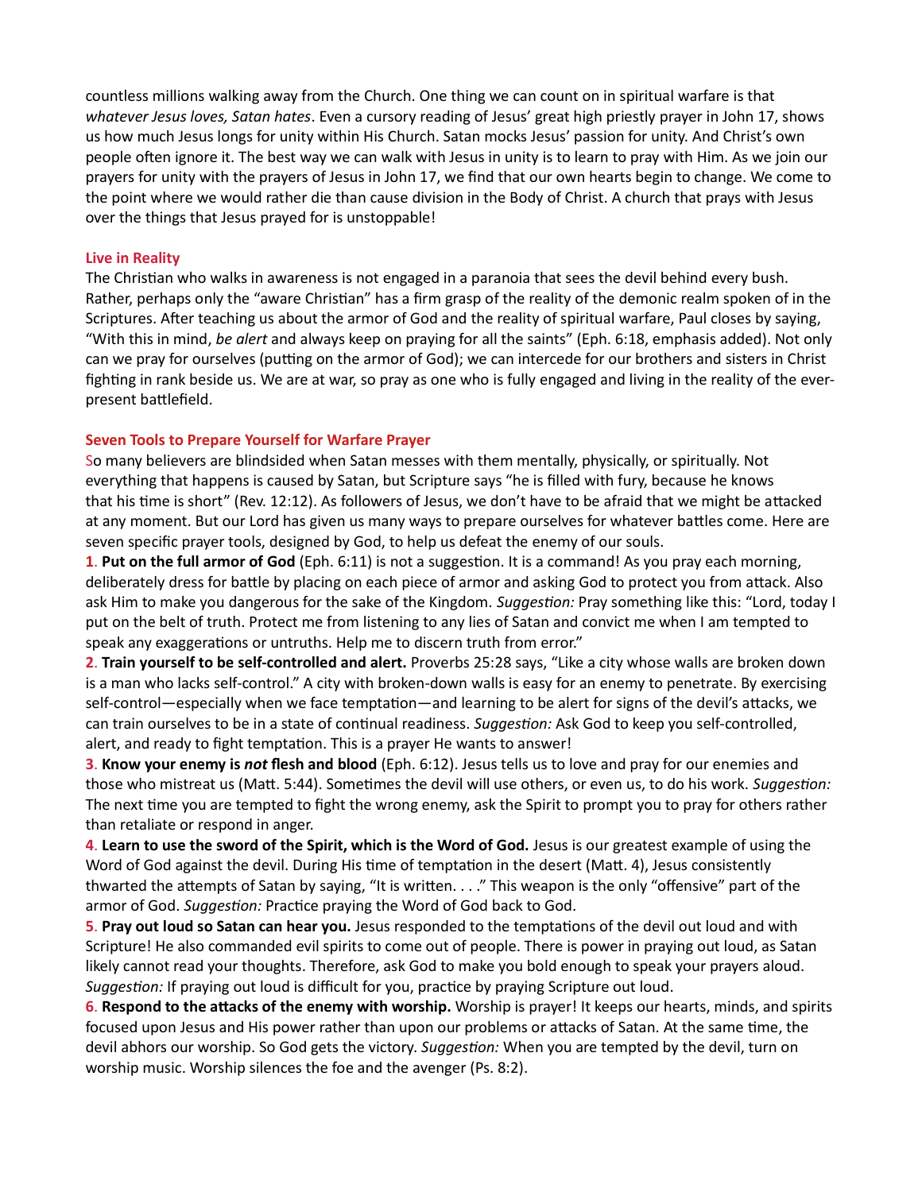countless millions walking away from the Church. One thing we can count on in spiritual warfare is that *whatever Jesus loves, Satan hates*. Even a cursory reading of Jesus' great high priestly prayer in John 17, shows us how much Jesus longs for unity within His Church. Satan mocks Jesus' passion for unity. And Christ's own people often ignore it. The best way we can walk with Jesus in unity is to learn to pray with Him. As we join our prayers for unity with the prayers of Jesus in John 17, we find that our own hearts begin to change. We come to the point where we would rather die than cause division in the Body of Christ. A church that prays with Jesus over the things that Jesus prayed for is unstoppable!

### Live in Reality

The Christian who walks in awareness is not engaged in a paranoia that sees the devil behind every bush. Rather, perhaps only the "aware Christian" has a firm grasp of the reality of the demonic realm spoken of in the Scriptures. After teaching us about the armor of God and the reality of spiritual warfare, Paul closes by saying, "With this in mind, *be alert* and always keep on praying for all the saints" (Eph. 6:18, emphasis added). Not only can we pray for ourselves (putting on the armor of God); we can intercede for our brothers and sisters in Christ fighting in rank beside us. We are at war, so pray as one who is fully engaged and living in the reality of the ever-present battlefield.

### Seven Tools to Prepare Yourself for Warfare Prayer

So many believers are blindsided when Satan messes with them mentally, physically, or spiritually. Not everything that happens is caused by Satan, but Scripture says "he is filled with fury, because he knows that his time is short" (Rev. 12:12). As followers of Jesus, we don't have to be afraid that we might be attacked at any moment. But our Lord has given us many ways to prepare ourselves for whatever battles come. Here are seven specific prayer tools, designed by God, to help us defeat the enemy of our souls.

**1. Put on the full armor of God** (Eph. 6:11) is not a suggestion. It is a command! As you pray each morning, deliberately dress for battle by placing on each piece of armor and asking God to protect you from attack. Also ask Him to make you dangerous for the sake of the Kingdom. *Suggestion:* Pray something like this: "Lord, today I put on the belt of truth. Protect me from listening to any lies of Satan and convict me when I am tempted to speak any exaggerations or untruths. Help me to discern truth from error."

**2. Train yourself to be self-controlled and alert.** Proverbs 25:28 says, "Like a city whose walls are broken down is a man who lacks self-control." A city with broken-down walls is easy for an enemy to penetrate. By exercising self-control—especially when we face temptation—and learning to be alert for signs of the devil's attacks, we can train ourselves to be in a state of continual readiness. *Suggestion:* Ask God to keep you self-controlled, alert, and ready to fight temptation. This is a prayer He wants to answer!

**3. Know your enemy is *not* flesh and blood** (Eph. 6:12). Jesus tells us to love and pray for our enemies and those who mistreat us (Matt. 5:44). Sometimes the devil will use others, or even us, to do his work. *Suggestion:* The next time you are tempted to fight the wrong enemy, ask the Spirit to prompt you to pray for others rather than retaliate or respond in anger.

**4. Learn to use the sword of the Spirit, which is the Word of God.** Jesus is our greatest example of using the Word of God against the devil. During His time of temptation in the desert (Matt. 4), Jesus consistently thwarted the attempts of Satan by saying, "It is written. . . ." This weapon is the only "offensive" part of the armor of God. *Suggestion:* Practice praying the Word of God back to God.

**5. Pray out loud so Satan can hear you.** Jesus responded to the temptations of the devil out loud and with Scripture! He also commanded evil spirits to come out of people. There is power in praying out loud, as Satan likely cannot read your thoughts. Therefore, ask God to make you bold enough to speak your prayers aloud. *Suggestion:* If praying out loud is difficult for you, practice by praying Scripture out loud.

**6. Respond to the attacks of the enemy with worship.** Worship is prayer! It keeps our hearts, minds, and spirits focused upon Jesus and His power rather than upon our problems or attacks of Satan. At the same time, the devil abhors our worship. So God gets the victory. *Suggestion:* When you are tempted by the devil, turn on worship music. Worship silences the foe and the avenger (Ps. 8:2).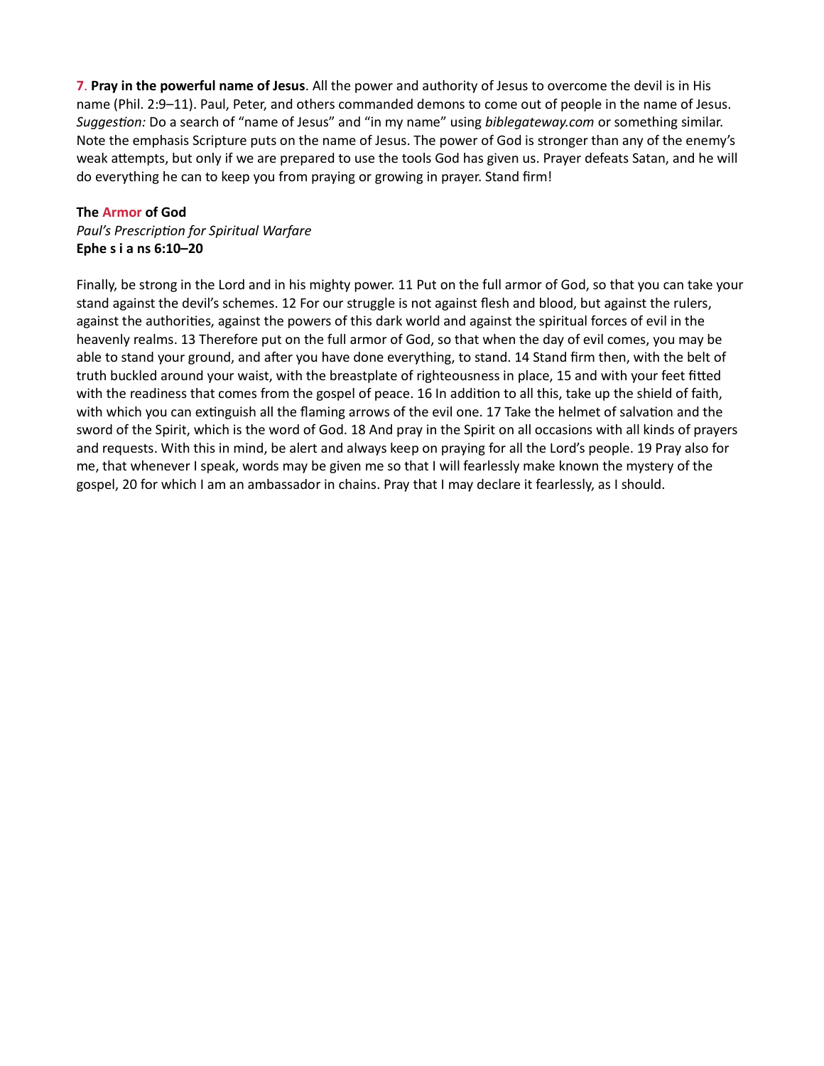**7. Pray in the powerful name of Jesus**. All the power and authority of Jesus to overcome the devil is in His name (Phil. 2:9–11). Paul, Peter, and others commanded demons to come out of people in the name of Jesus. *Suggestion:* Do a search of "name of Jesus" and "in my name" using *biblegateway.com* or something similar. Note the emphasis Scripture puts on the name of Jesus. The power of God is stronger than any of the enemy's weak attempts, but only if we are prepared to use the tools God has given us. Prayer defeats Satan, and he will do everything he can to keep you from praying or growing in prayer. Stand firm!

**The Armor of God**
*Paul's Prescription for Spiritual Warfare*
**Ephe s i a ns 6:10–20**

Finally, be strong in the Lord and in his mighty power. 11 Put on the full armor of God, so that you can take your stand against the devil's schemes. 12 For our struggle is not against flesh and blood, but against the rulers, against the authorities, against the powers of this dark world and against the spiritual forces of evil in the heavenly realms. 13 Therefore put on the full armor of God, so that when the day of evil comes, you may be able to stand your ground, and after you have done everything, to stand. 14 Stand firm then, with the belt of truth buckled around your waist, with the breastplate of righteousness in place, 15 and with your feet fitted with the readiness that comes from the gospel of peace. 16 In addition to all this, take up the shield of faith, with which you can extinguish all the flaming arrows of the evil one. 17 Take the helmet of salvation and the sword of the Spirit, which is the word of God. 18 And pray in the Spirit on all occasions with all kinds of prayers and requests. With this in mind, be alert and always keep on praying for all the Lord's people. 19 Pray also for me, that whenever I speak, words may be given me so that I will fearlessly make known the mystery of the gospel, 20 for which I am an ambassador in chains. Pray that I may declare it fearlessly, as I should.